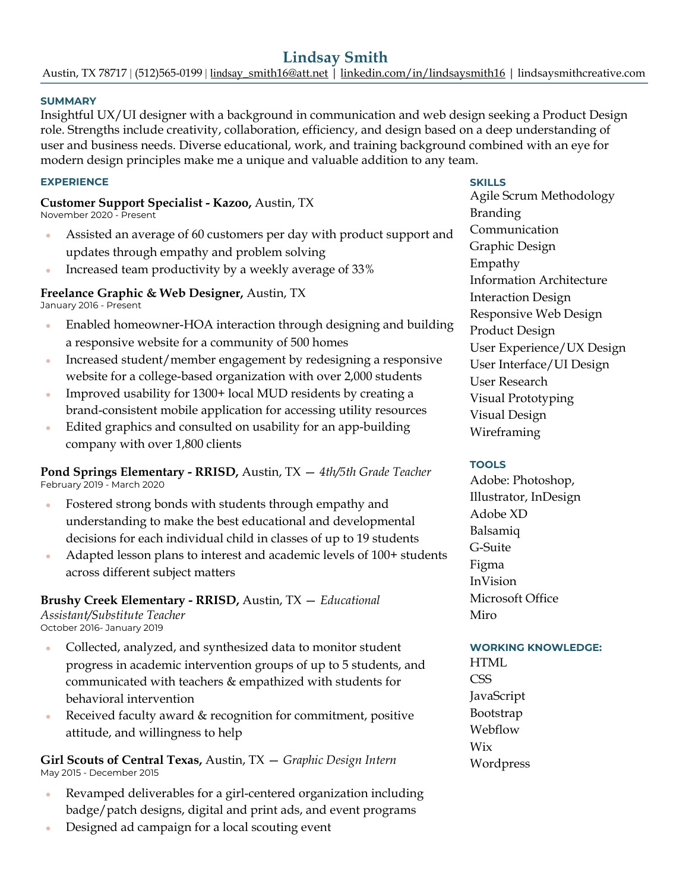# Lindsay Smith

Austin, TX 78717 | (512)565-0199 | lindsay_smith16@att.net | linkedin.com/in/lindsaysmith16 | lindsaysmithcreative.com

## SUMMARY

Insightful UX/UI designer with a background in communication and web design seeking a Product Design role. Strengths include creativity, collaboration, efficiency, and design based on a deep understanding of user and business needs. Diverse educational, work, and training background combined with an eye for modern design principles make me a unique and valuable addition to any team.

## EXPERIENCE

**Customer Support Specialist - Kazoo,** Austin, TX
November 2020 - Present

- Assisted an average of 60 customers per day with product support and updates through empathy and problem solving
- Increased team productivity by a weekly average of 33%

**Freelance Graphic & Web Designer,** Austin, TX
January 2016 - Present

- Enabled homeowner-HOA interaction through designing and building a responsive website for a community of 500 homes
- Increased student/member engagement by redesigning a responsive website for a college-based organization with over 2,000 students
- Improved usability for 1300+ local MUD residents by creating a brand-consistent mobile application for accessing utility resources
- Edited graphics and consulted on usability for an app-building company with over 1,800 clients

**Pond Springs Elementary - RRISD,** Austin, TX — *4th/5th Grade Teacher*
February 2019 - March 2020

- Fostered strong bonds with students through empathy and understanding to make the best educational and developmental decisions for each individual child in classes of up to 19 students
- Adapted lesson plans to interest and academic levels of 100+ students across different subject matters

**Brushy Creek Elementary - RRISD,** Austin, TX — *Educational Assistant/Substitute Teacher*
October 2016- January 2019

- Collected, analyzed, and synthesized data to monitor student progress in academic intervention groups of up to 5 students, and communicated with teachers & empathized with students for behavioral intervention
- Received faculty award & recognition for commitment, positive attitude, and willingness to help

**Girl Scouts of Central Texas,** Austin, TX — *Graphic Design Intern*
May 2015 - December 2015

- Revamped deliverables for a girl-centered organization including badge/patch designs, digital and print ads, and event programs
- Designed ad campaign for a local scouting event

## SKILLS

Agile Scrum Methodology
Branding
Communication
Graphic Design
Empathy
Information Architecture
Interaction Design
Responsive Web Design
Product Design
User Experience/UX Design
User Interface/UI Design
User Research
Visual Prototyping
Visual Design
Wireframing

## TOOLS

Adobe: Photoshop, Illustrator, InDesign
Adobe XD
Balsamiq
G-Suite
Figma
InVision
Microsoft Office
Miro

## WORKING KNOWLEDGE:

HTML
CSS
JavaScript
Bootstrap
Webflow
Wix
Wordpress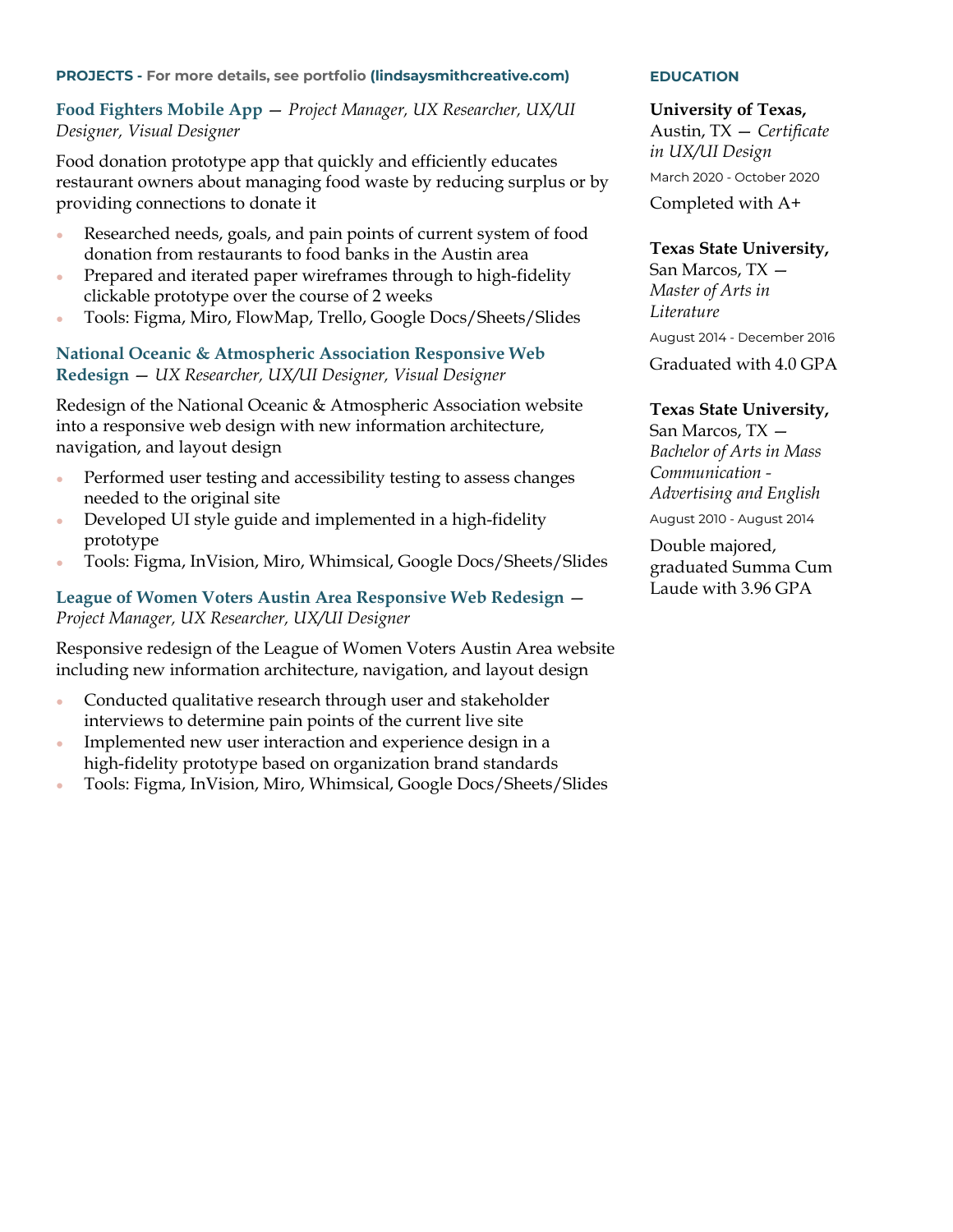## PROJECTS - For more details, see portfolio (lindsaysmithcreative.com)

### Food Fighters Mobile App — *Project Manager, UX Researcher, UX/UI Designer, Visual Designer*

Food donation prototype app that quickly and efficiently educates restaurant owners about managing food waste by reducing surplus or by providing connections to donate it

- Researched needs, goals, and pain points of current system of food donation from restaurants to food banks in the Austin area
- Prepared and iterated paper wireframes through to high-fidelity clickable prototype over the course of 2 weeks
- Tools: Figma, Miro, FlowMap, Trello, Google Docs/Sheets/Slides

### National Oceanic & Atmospheric Association Responsive Web Redesign — *UX Researcher, UX/UI Designer, Visual Designer*

Redesign of the National Oceanic & Atmospheric Association website into a responsive web design with new information architecture, navigation, and layout design

- Performed user testing and accessibility testing to assess changes needed to the original site
- Developed UI style guide and implemented in a high-fidelity prototype
- Tools: Figma, InVision, Miro, Whimsical, Google Docs/Sheets/Slides

### League of Women Voters Austin Area Responsive Web Redesign — *Project Manager, UX Researcher, UX/UI Designer*

Responsive redesign of the League of Women Voters Austin Area website including new information architecture, navigation, and layout design

- Conducted qualitative research through user and stakeholder interviews to determine pain points of the current live site
- Implemented new user interaction and experience design in a high-fidelity prototype based on organization brand standards
- Tools: Figma, InVision, Miro, Whimsical, Google Docs/Sheets/Slides

## EDUCATION

**University of Texas,** Austin, TX — *Certificate in UX/UI Design*

March 2020 - October 2020

Completed with A+

**Texas State University,** San Marcos, TX — *Master of Arts in Literature*

August 2014 - December 2016

Graduated with 4.0 GPA

**Texas State University,** San Marcos, TX — *Bachelor of Arts in Mass Communication - Advertising and English*

August 2010 - August 2014

Double majored, graduated Summa Cum Laude with 3.96 GPA